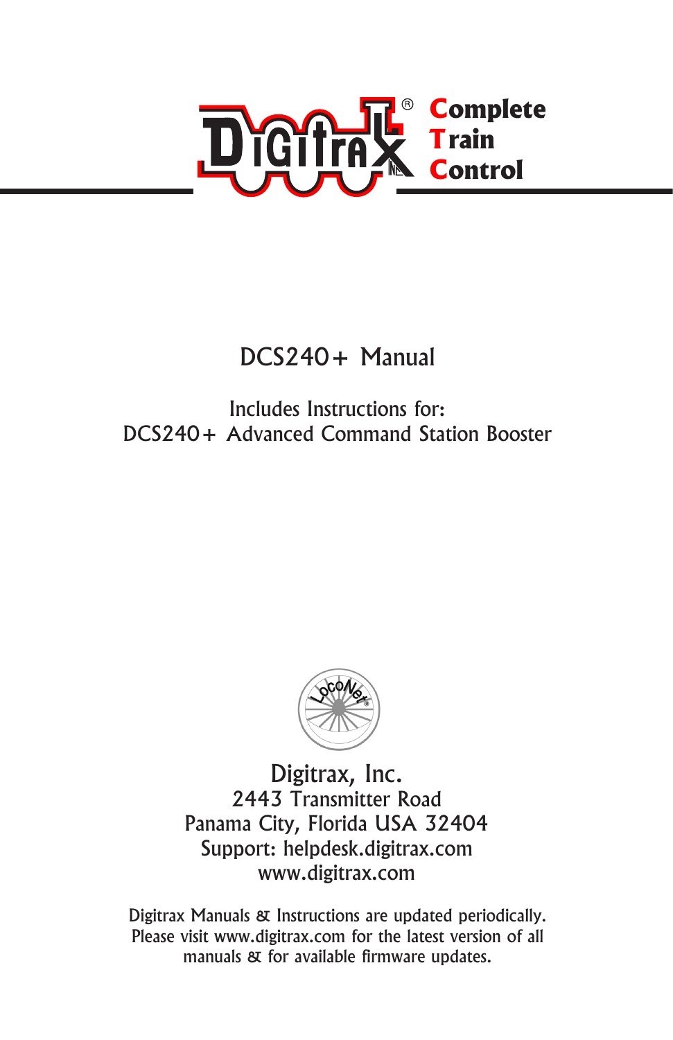Digitrax® Complete Train Control

# DCS240+ Manual

Includes Instructions for:
DCS240+ Advanced Command Station Booster

LocoNet®

Digitrax, Inc.
2443 Transmitter Road
Panama City, Florida USA 32404
Support: helpdesk.digitrax.com
www.digitrax.com

Digitrax Manuals & Instructions are updated periodically.
Please visit www.digitrax.com for the latest version of all manuals & for available firmware updates.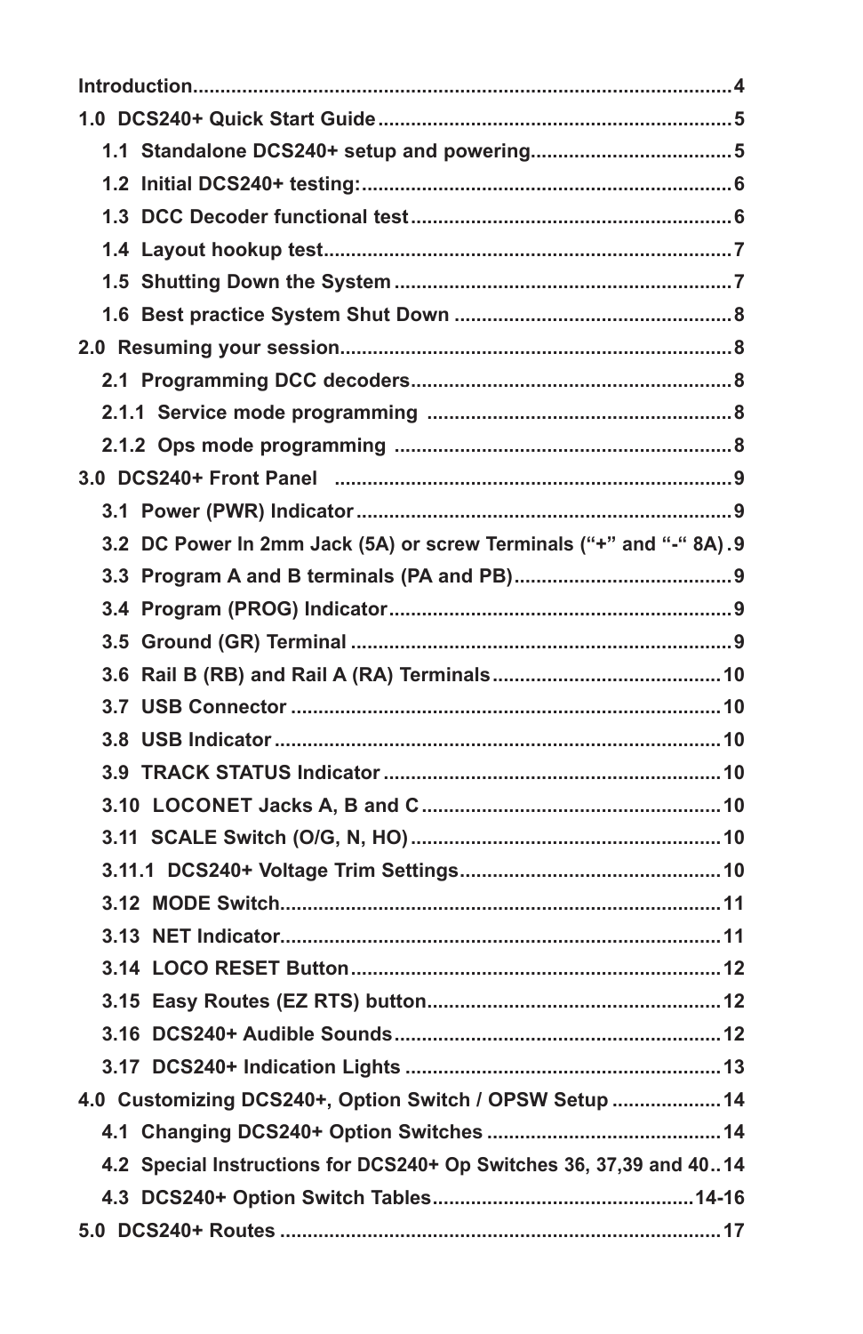**Introduction.................................................................................................4**

**1.0 DCS240+ Quick Start Guide.................................................................5**

**1.1 Standalone DCS240+ setup and powering....................................5**

**1.2 Initial DCS240+ testing:....................................................................6**

**1.3 DCC Decoder functional test...........................................................6**

**1.4 Layout hookup test...........................................................................7**

**1.5 Shutting Down the System..............................................................7**

**1.6 Best practice System Shut Down...................................................8**

**2.0 Resuming your session.......................................................................8**

**2.1 Programming DCC decoders...........................................................8**

**2.1.1 Service mode programming.......................................................8**

**2.1.2 Ops mode programming.............................................................8**

**3.0 DCS240+ Front Panel.........................................................................9**

**3.1 Power (PWR) Indicator....................................................................9**

**3.2 DC Power In 2mm Jack (5A) or screw Terminals ("+" and "-" 8A).9**

**3.3 Program A and B terminals (PA and PB)........................................9**

**3.4 Program (PROG) Indicator..............................................................9**

**3.5 Ground (GR) Terminal......................................................................9**

**3.6 Rail B (RB) and Rail A (RA) Terminals..........................................10**

**3.7 USB Connector...............................................................................10**

**3.8 USB Indicator..................................................................................10**

**3.9 TRACK STATUS Indicator..............................................................10**

**3.10 LOCONET Jacks A, B and C.......................................................10**

**3.11 SCALE Switch (O/G, N, HO).........................................................10**

**3.11.1 DCS240+ Voltage Trim Settings................................................10**

**3.12 MODE Switch.................................................................................11**

**3.13 NET Indicator.................................................................................11**

**3.14 LOCO RESET Button....................................................................12**

**3.15 Easy Routes (EZ RTS) button.......................................................12**

**3.16 DCS240+ Audible Sounds............................................................12**

**3.17 DCS240+ Indication Lights...........................................................13**

**4.0 Customizing DCS240+, Option Switch / OPSW Setup....................14**

**4.1 Changing DCS240+ Option Switches...........................................14**

**4.2 Special Instructions for DCS240+ Op Switches 36, 37,39 and 40..14**

**4.3 DCS240+ Option Switch Tables................................................14-16**

**5.0 DCS240+ Routes.................................................................................17**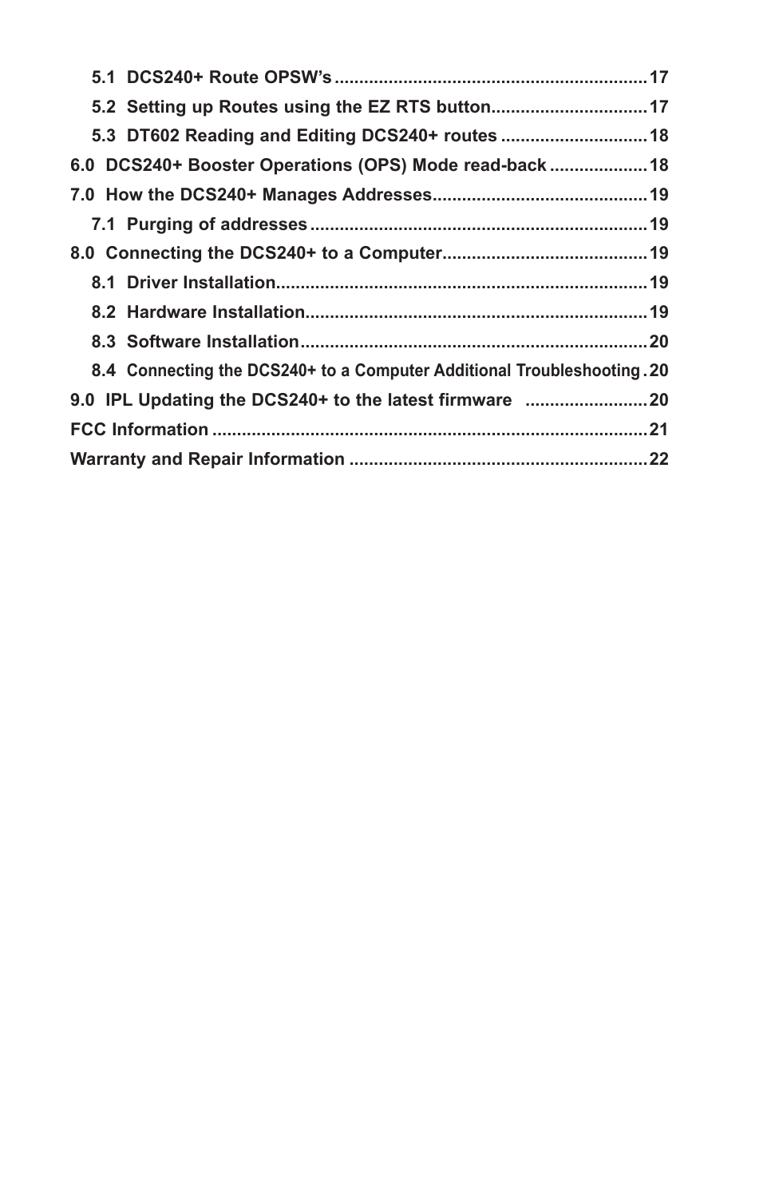5.1 DCS240+ Route OPSW's ............................................................. 17

5.2 Setting up Routes using the EZ RTS button................................ 17

5.3 DT602 Reading and Editing DCS240+ routes ............................. 18

6.0 DCS240+ Booster Operations (OPS) Mode read-back .................... 18

7.0 How the DCS240+ Manages Addresses............................................ 19

7.1 Purging of addresses .................................................................. 19

8.0 Connecting the DCS240+ to a Computer.......................................... 19

8.1 Driver Installation.......................................................................... 19

8.2 Hardware Installation.................................................................... 19

8.3 Software Installation...................................................................... 20

8.4 Connecting the DCS240+ to a Computer Additional Troubleshooting . 20

9.0 IPL Updating the DCS240+ to the latest firmware ......................... 20

FCC Information ........................................................................................ 21

Warranty and Repair Information ............................................................ 22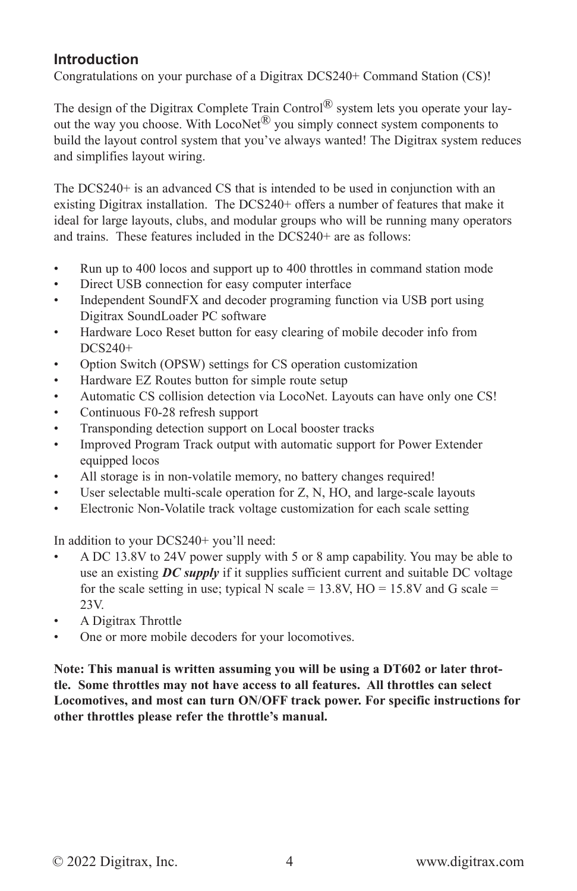## Introduction

Congratulations on your purchase of a Digitrax DCS240+ Command Station (CS)!

The design of the Digitrax Complete Train Control® system lets you operate your layout the way you choose. With LocoNet® you simply connect system components to build the layout control system that you've always wanted! The Digitrax system reduces and simplifies layout wiring.

The DCS240+ is an advanced CS that is intended to be used in conjunction with an existing Digitrax installation. The DCS240+ offers a number of features that make it ideal for large layouts, clubs, and modular groups who will be running many operators and trains. These features included in the DCS240+ are as follows:

- Run up to 400 locos and support up to 400 throttles in command station mode
- Direct USB connection for easy computer interface
- Independent SoundFX and decoder programing function via USB port using Digitrax SoundLoader PC software
- Hardware Loco Reset button for easy clearing of mobile decoder info from DCS240+
- Option Switch (OPSW) settings for CS operation customization
- Hardware EZ Routes button for simple route setup
- Automatic CS collision detection via LocoNet. Layouts can have only one CS!
- Continuous F0-28 refresh support
- Transponding detection support on Local booster tracks
- Improved Program Track output with automatic support for Power Extender equipped locos
- All storage is in non-volatile memory, no battery changes required!
- User selectable multi-scale operation for Z, N, HO, and large-scale layouts
- Electronic Non-Volatile track voltage customization for each scale setting

In addition to your DCS240+ you'll need:

- A DC 13.8V to 24V power supply with 5 or 8 amp capability. You may be able to use an existing ***DC supply*** if it supplies sufficient current and suitable DC voltage for the scale setting in use; typical N scale = 13.8V, HO = 15.8V and G scale = 23V.
- A Digitrax Throttle
- One or more mobile decoders for your locomotives.

**Note: This manual is written assuming you will be using a DT602 or later throttle. Some throttles may not have access to all features. All throttles can select Locomotives, and most can turn ON/OFF track power. For specific instructions for other throttles please refer the throttle's manual.**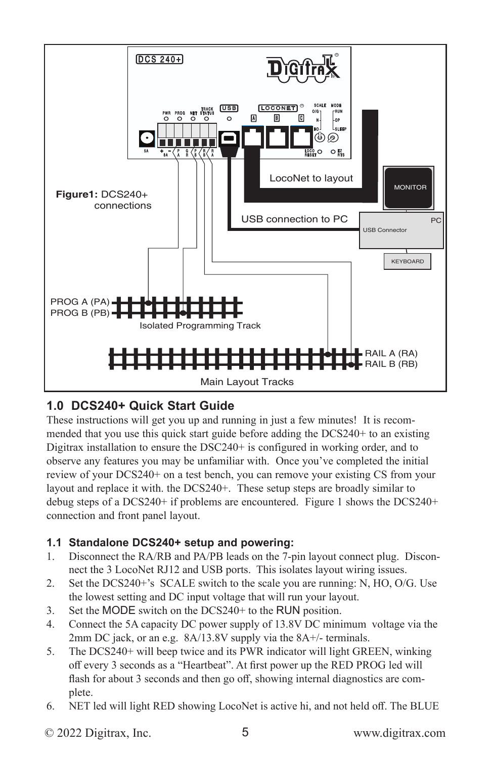**Figure1:** DCS240+ connections

## 1.0 DCS240+ Quick Start Guide

These instructions will get you up and running in just a few minutes! It is recommended that you use this quick start guide before adding the DCS240+ to an existing Digitrax installation to ensure the DSC240+ is configured in working order, and to observe any features you may be unfamiliar with. Once you've completed the initial review of your DCS240+ on a test bench, you can remove your existing CS from your layout and replace it with. the DCS240+. These setup steps are broadly similar to debug steps of a DCS240+ if problems are encountered. Figure 1 shows the DCS240+ connection and front panel layout.

### 1.1 Standalone DCS240+ setup and powering:

1. Disconnect the RA/RB and PA/PB leads on the 7-pin layout connect plug. Disconnect the 3 LocoNet RJ12 and USB ports. This isolates layout wiring issues.
2. Set the DCS240+'s SCALE switch to the scale you are running: N, HO, O/G. Use the lowest setting and DC input voltage that will run your layout.
3. Set the MODE switch on the DCS240+ to the RUN position.
4. Connect the 5A capacity DC power supply of 13.8V DC minimum voltage via the 2mm DC jack, or an e.g. 8A/13.8V supply via the 8A+/- terminals.
5. The DCS240+ will beep twice and its PWR indicator will light GREEN, winking off every 3 seconds as a "Heartbeat". At first power up the RED PROG led will flash for about 3 seconds and then go off, showing internal diagnostics are complete.
6. NET led will light RED showing LocoNet is active hi, and not held off. The BLUE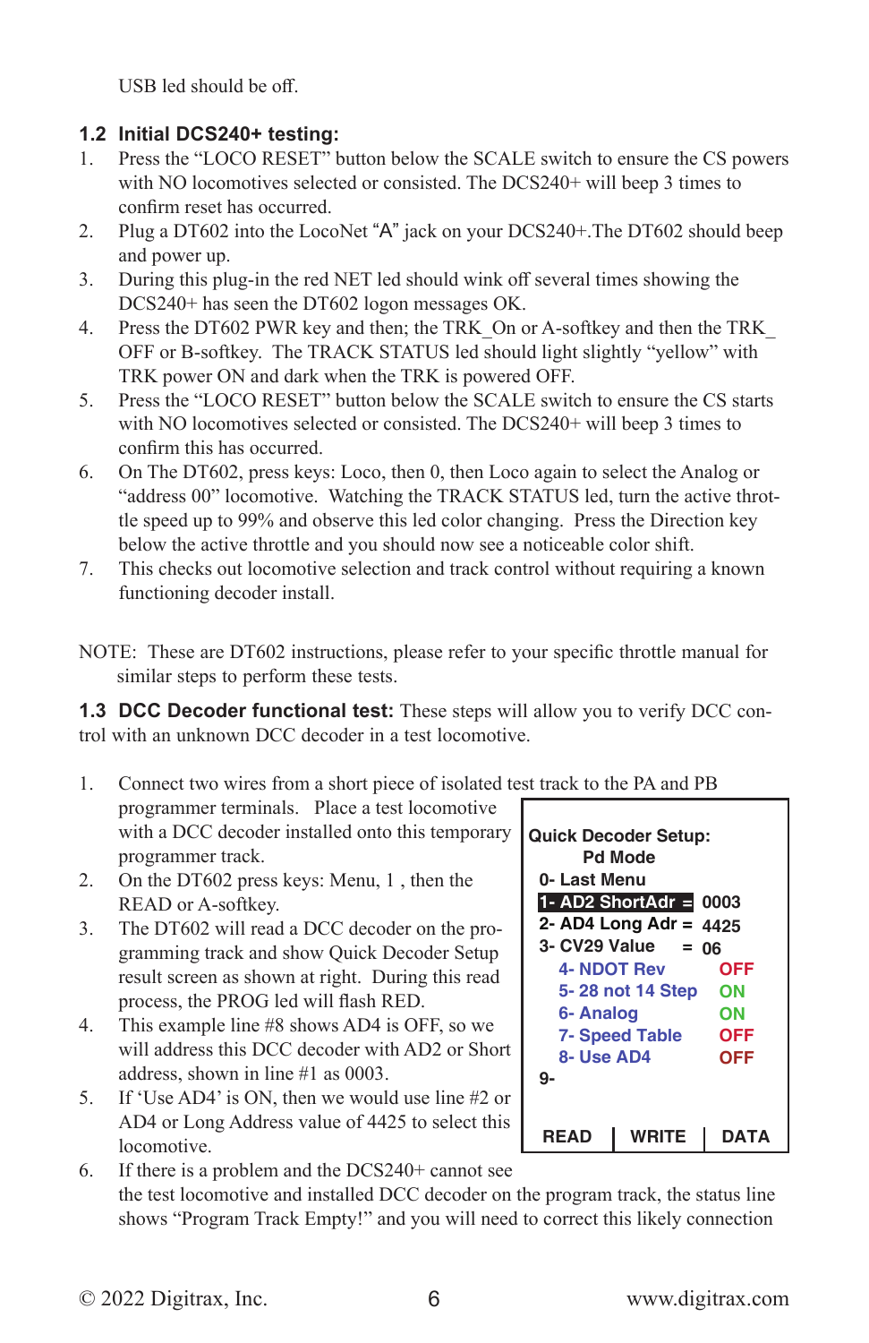USB led should be off.

## 1.2 Initial DCS240+ testing:

1. Press the "LOCO RESET" button below the SCALE switch to ensure the CS powers with NO locomotives selected or consisted. The DCS240+ will beep 3 times to confirm reset has occurred.
2. Plug a DT602 into the LocoNet "A" jack on your DCS240+.The DT602 should beep and power up.
3. During this plug-in the red NET led should wink off several times showing the DCS240+ has seen the DT602 logon messages OK.
4. Press the DT602 PWR key and then; the TRK_On or A-softkey and then the TRK_OFF or B-softkey. The TRACK STATUS led should light slightly "yellow" with TRK power ON and dark when the TRK is powered OFF.
5. Press the "LOCO RESET" button below the SCALE switch to ensure the CS starts with NO locomotives selected or consisted. The DCS240+ will beep 3 times to confirm this has occurred.
6. On The DT602, press keys: Loco, then 0, then Loco again to select the Analog or "address 00" locomotive. Watching the TRACK STATUS led, turn the active throttle speed up to 99% and observe this led color changing. Press the Direction key below the active throttle and you should now see a noticeable color shift.
7. This checks out locomotive selection and track control without requiring a known functioning decoder install.

NOTE: These are DT602 instructions, please refer to your specific throttle manual for similar steps to perform these tests.

## 1.3 DCC Decoder functional test:

These steps will allow you to verify DCC control with an unknown DCC decoder in a test locomotive.

1. Connect two wires from a short piece of isolated test track to the PA and PB programmer terminals. Place a test locomotive with a DCC decoder installed onto this temporary programmer track.
2. On the DT602 press keys: Menu, 1 , then the READ or A-softkey.
3. The DT602 will read a DCC decoder on the programming track and show Quick Decoder Setup result screen as shown at right. During this read process, the PROG led will flash RED.
4. This example line #8 shows AD4 is OFF, so we will address this DCC decoder with AD2 or Short address, shown in line #1 as 0003.
5. If 'Use AD4' is ON, then we would use line #2 or AD4 or Long Address value of 4425 to select this locomotive.
6. If there is a problem and the DCS240+ cannot see the test locomotive and installed DCC decoder on the program track, the status line shows "Program Track Empty!" and you will need to correct this likely connection

```
Quick Decoder Setup:
       Pd Mode
 0- Last Menu
 1- AD2 ShortAdr =  0003
 2- AD4 Long Adr =  4425
 3- CV29 Value   =  06
    4- NDOT Rev         OFF
    5- 28 not 14 Step   ON
    6- Analog           ON
    7- Speed Table      OFF
    8- Use AD4          OFF
 9-

 READ  |  WRITE  |  DATA
```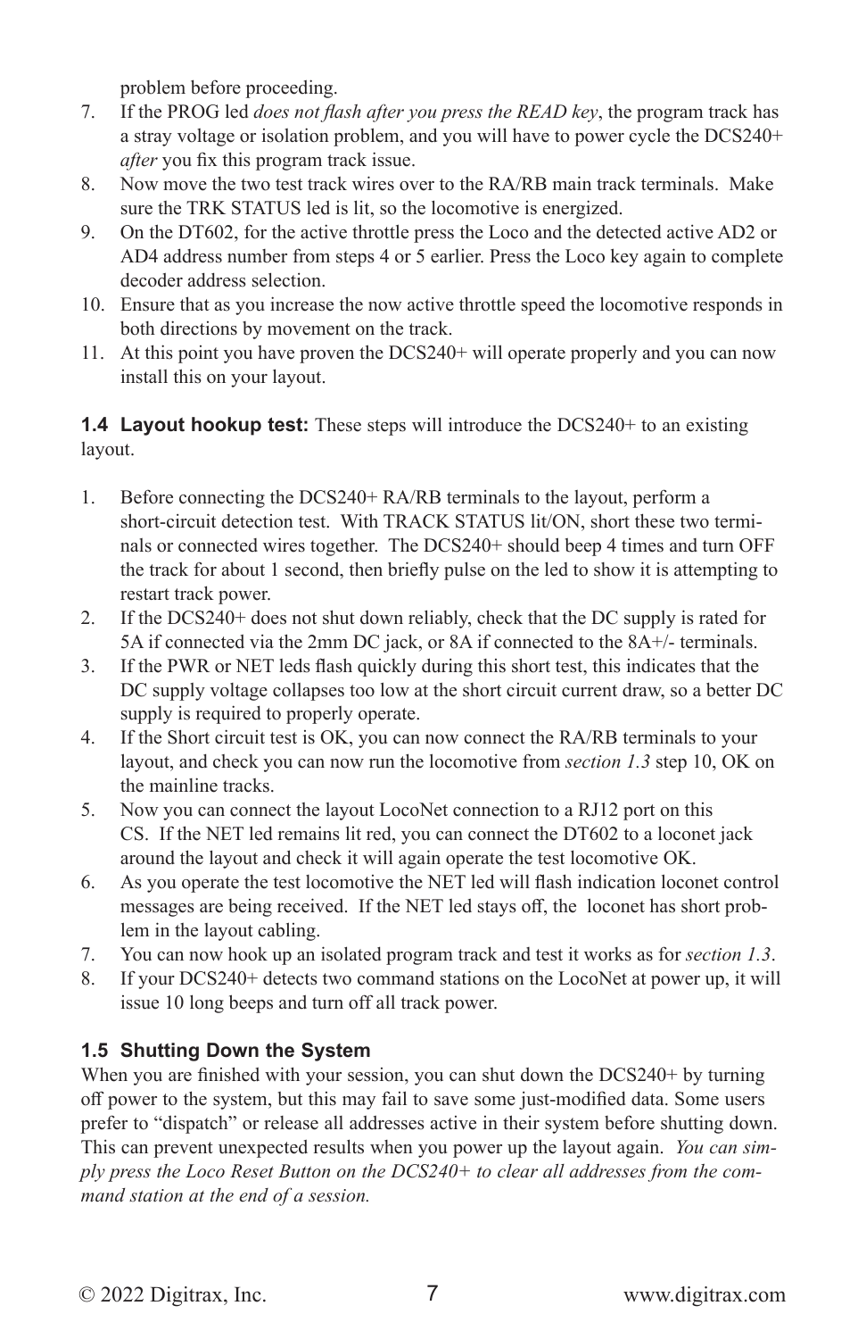problem before proceeding.

7. If the PROG led *does not flash after you press the READ key*, the program track has a stray voltage or isolation problem, and you will have to power cycle the DCS240+ *after* you fix this program track issue.
8. Now move the two test track wires over to the RA/RB main track terminals. Make sure the TRK STATUS led is lit, so the locomotive is energized.
9. On the DT602, for the active throttle press the Loco and the detected active AD2 or AD4 address number from steps 4 or 5 earlier. Press the Loco key again to complete decoder address selection.
10. Ensure that as you increase the now active throttle speed the locomotive responds in both directions by movement on the track.
11. At this point you have proven the DCS240+ will operate properly and you can now install this on your layout.

**1.4 Layout hookup test:** These steps will introduce the DCS240+ to an existing layout.

1. Before connecting the DCS240+ RA/RB terminals to the layout, perform a short-circuit detection test. With TRACK STATUS lit/ON, short these two terminals or connected wires together. The DCS240+ should beep 4 times and turn OFF the track for about 1 second, then briefly pulse on the led to show it is attempting to restart track power.
2. If the DCS240+ does not shut down reliably, check that the DC supply is rated for 5A if connected via the 2mm DC jack, or 8A if connected to the 8A+/- terminals.
3. If the PWR or NET leds flash quickly during this short test, this indicates that the DC supply voltage collapses too low at the short circuit current draw, so a better DC supply is required to properly operate.
4. If the Short circuit test is OK, you can now connect the RA/RB terminals to your layout, and check you can now run the locomotive from *section 1.3* step 10, OK on the mainline tracks.
5. Now you can connect the layout LocoNet connection to a RJ12 port on this CS. If the NET led remains lit red, you can connect the DT602 to a loconet jack around the layout and check it will again operate the test locomotive OK.
6. As you operate the test locomotive the NET led will flash indication loconet control messages are being received. If the NET led stays off, the loconet has short problem in the layout cabling.
7. You can now hook up an isolated program track and test it works as for *section 1.3*.
8. If your DCS240+ detects two command stations on the LocoNet at power up, it will issue 10 long beeps and turn off all track power.

### 1.5 Shutting Down the System

When you are finished with your session, you can shut down the DCS240+ by turning off power to the system, but this may fail to save some just-modified data. Some users prefer to "dispatch" or release all addresses active in their system before shutting down. This can prevent unexpected results when you power up the layout again. *You can simply press the Loco Reset Button on the DCS240+ to clear all addresses from the command station at the end of a session.*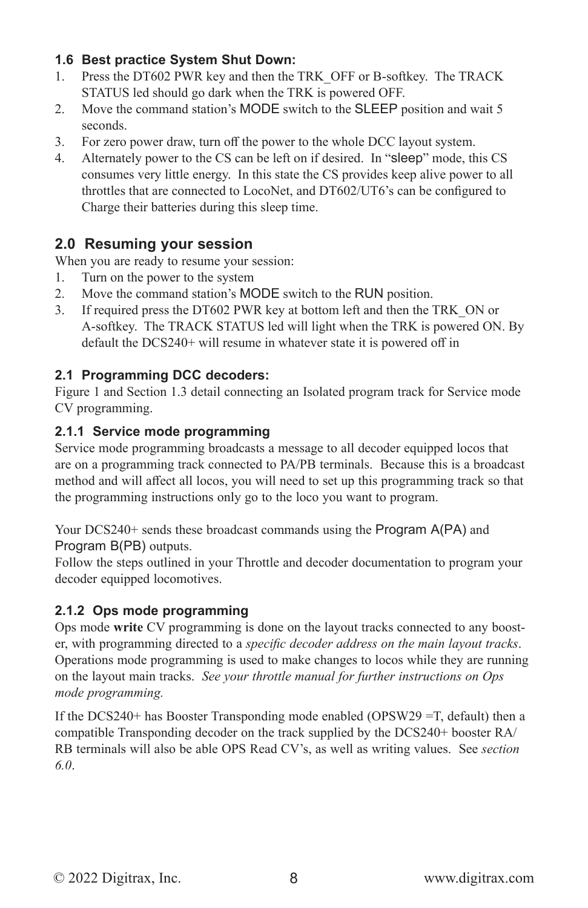### 1.6 Best practice System Shut Down:

1. Press the DT602 PWR key and then the TRK_OFF or B-softkey. The TRACK STATUS led should go dark when the TRK is powered OFF.
2. Move the command station's MODE switch to the SLEEP position and wait 5 seconds.
3. For zero power draw, turn off the power to the whole DCC layout system.
4. Alternately power to the CS can be left on if desired. In "sleep" mode, this CS consumes very little energy. In this state the CS provides keep alive power to all throttles that are connected to LocoNet, and DT602/UT6's can be configured to Charge their batteries during this sleep time.

## 2.0 Resuming your session

When you are ready to resume your session:

1. Turn on the power to the system
2. Move the command station's MODE switch to the RUN position.
3. If required press the DT602 PWR key at bottom left and then the TRK_ON or A-softkey. The TRACK STATUS led will light when the TRK is powered ON. By default the DCS240+ will resume in whatever state it is powered off in

### 2.1 Programming DCC decoders:

Figure 1 and Section 1.3 detail connecting an Isolated program track for Service mode CV programming.

#### 2.1.1 Service mode programming

Service mode programming broadcasts a message to all decoder equipped locos that are on a programming track connected to PA/PB terminals. Because this is a broadcast method and will affect all locos, you will need to set up this programming track so that the programming instructions only go to the loco you want to program.

Your DCS240+ sends these broadcast commands using the Program A(PA) and Program B(PB) outputs.
Follow the steps outlined in your Throttle and decoder documentation to program your decoder equipped locomotives.

#### 2.1.2 Ops mode programming

Ops mode **write** CV programming is done on the layout tracks connected to any booster, with programming directed to a *specific decoder address on the main layout tracks*. Operations mode programming is used to make changes to locos while they are running on the layout main tracks. *See your throttle manual for further instructions on Ops mode programming.*

If the DCS240+ has Booster Transponding mode enabled (OPSW29 =T, default) then a compatible Transponding decoder on the track supplied by the DCS240+ booster RA/RB terminals will also be able OPS Read CV's, as well as writing values. See *section 6.0*.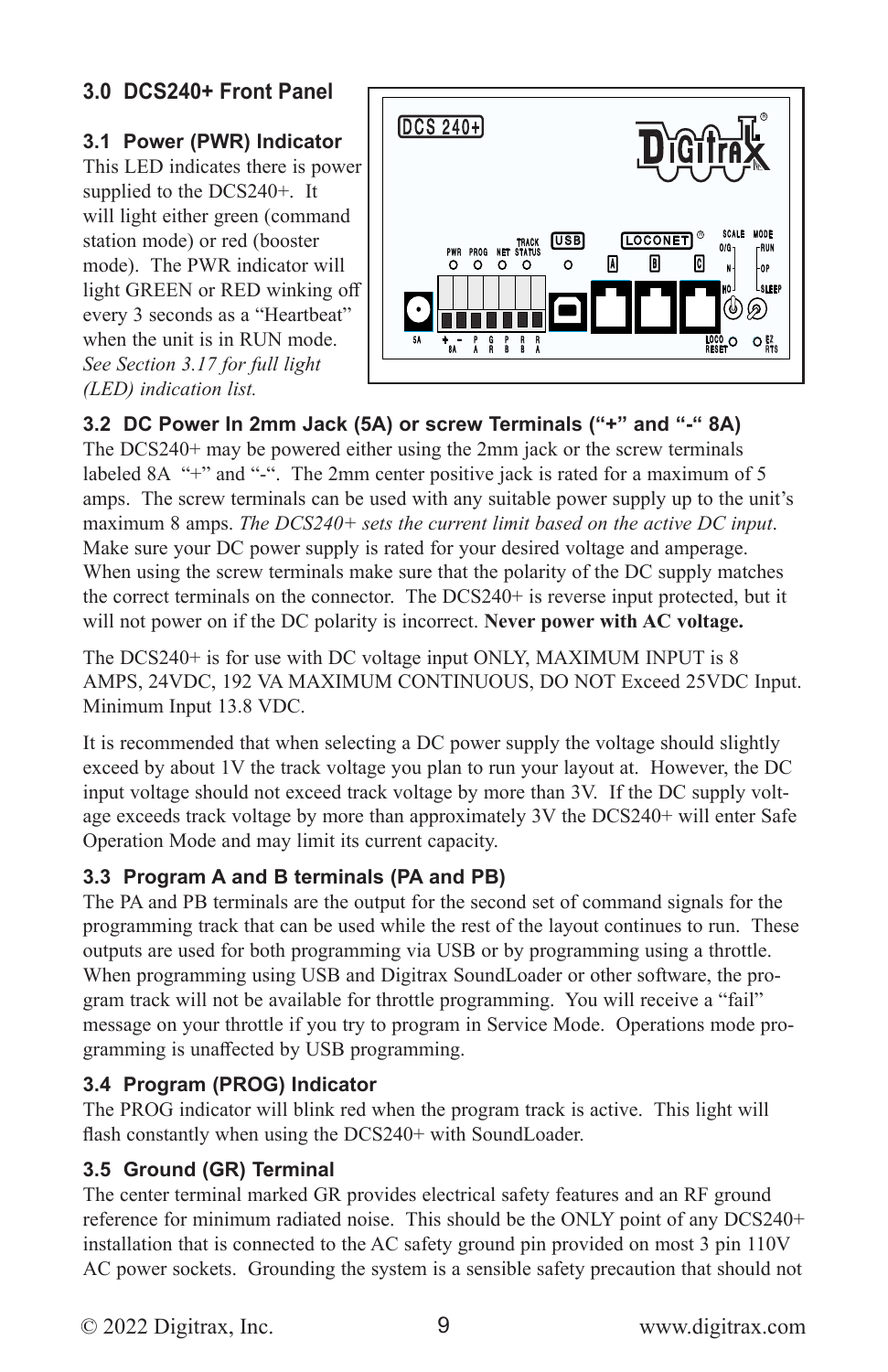## 3.0 DCS240+ Front Panel

### 3.1 Power (PWR) Indicator

This LED indicates there is power supplied to the DCS240+. It will light either green (command station mode) or red (booster mode). The PWR indicator will light GREEN or RED winking off every 3 seconds as a "Heartbeat" when the unit is in RUN mode. *See Section 3.17 for full light (LED) indication list.*

### 3.2 DC Power In 2mm Jack (5A) or screw Terminals ("+" and "-" 8A)

The DCS240+ may be powered either using the 2mm jack or the screw terminals labeled 8A "+" and "-". The 2mm center positive jack is rated for a maximum of 5 amps. The screw terminals can be used with any suitable power supply up to the unit's maximum 8 amps. *The DCS240+ sets the current limit based on the active DC input*. Make sure your DC power supply is rated for your desired voltage and amperage. When using the screw terminals make sure that the polarity of the DC supply matches the correct terminals on the connector. The DCS240+ is reverse input protected, but it will not power on if the DC polarity is incorrect. **Never power with AC voltage.**

The DCS240+ is for use with DC voltage input ONLY, MAXIMUM INPUT is 8 AMPS, 24VDC, 192 VA MAXIMUM CONTINUOUS, DO NOT Exceed 25VDC Input. Minimum Input 13.8 VDC.

It is recommended that when selecting a DC power supply the voltage should slightly exceed by about 1V the track voltage you plan to run your layout at. However, the DC input voltage should not exceed track voltage by more than 3V. If the DC supply voltage exceeds track voltage by more than approximately 3V the DCS240+ will enter Safe Operation Mode and may limit its current capacity.

### 3.3 Program A and B terminals (PA and PB)

The PA and PB terminals are the output for the second set of command signals for the programming track that can be used while the rest of the layout continues to run. These outputs are used for both programming via USB or by programming using a throttle. When programming using USB and Digitrax SoundLoader or other software, the program track will not be available for throttle programming. You will receive a "fail" message on your throttle if you try to program in Service Mode. Operations mode programming is unaffected by USB programming.

### 3.4 Program (PROG) Indicator

The PROG indicator will blink red when the program track is active. This light will flash constantly when using the DCS240+ with SoundLoader.

### 3.5 Ground (GR) Terminal

The center terminal marked GR provides electrical safety features and an RF ground reference for minimum radiated noise. This should be the ONLY point of any DCS240+ installation that is connected to the AC safety ground pin provided on most 3 pin 110V AC power sockets. Grounding the system is a sensible safety precaution that should not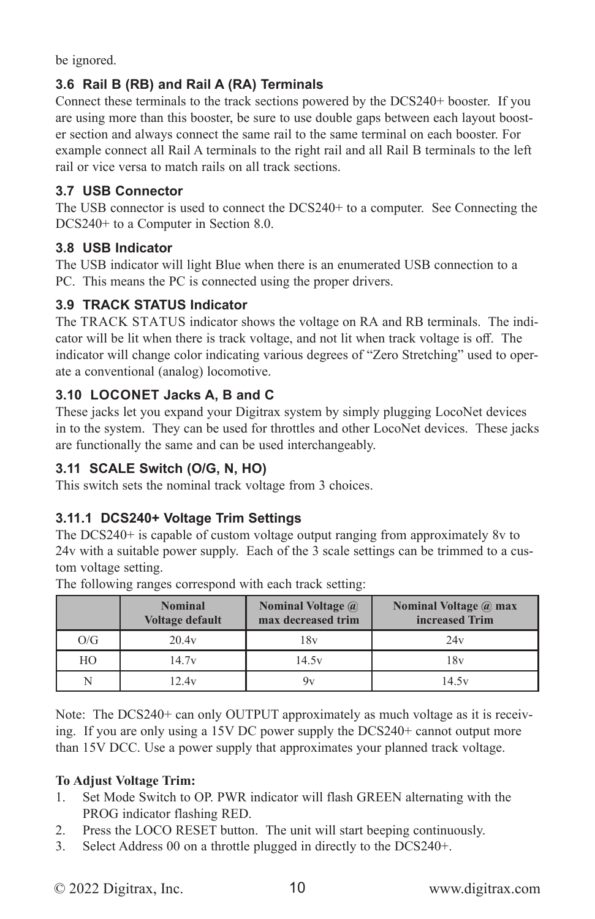be ignored.

### 3.6 Rail B (RB) and Rail A (RA) Terminals

Connect these terminals to the track sections powered by the DCS240+ booster. If you are using more than this booster, be sure to use double gaps between each layout booster section and always connect the same rail to the same terminal on each booster. For example connect all Rail A terminals to the right rail and all Rail B terminals to the left rail or vice versa to match rails on all track sections.

### 3.7 USB Connector

The USB connector is used to connect the DCS240+ to a computer. See Connecting the DCS240+ to a Computer in Section 8.0.

### 3.8 USB Indicator

The USB indicator will light Blue when there is an enumerated USB connection to a PC. This means the PC is connected using the proper drivers.

### 3.9 TRACK STATUS Indicator

The TRACK STATUS indicator shows the voltage on RA and RB terminals. The indicator will be lit when there is track voltage, and not lit when track voltage is off. The indicator will change color indicating various degrees of "Zero Stretching" used to operate a conventional (analog) locomotive.

### 3.10 LOCONET Jacks A, B and C

These jacks let you expand your Digitrax system by simply plugging LocoNet devices in to the system. They can be used for throttles and other LocoNet devices. These jacks are functionally the same and can be used interchangeably.

### 3.11 SCALE Switch (O/G, N, HO)

This switch sets the nominal track voltage from 3 choices.

#### 3.11.1 DCS240+ Voltage Trim Settings

The DCS240+ is capable of custom voltage output ranging from approximately 8v to 24v with a suitable power supply. Each of the 3 scale settings can be trimmed to a custom voltage setting.

The following ranges correspond with each track setting:

| | Nominal Voltage default | Nominal Voltage @ max decreased trim | Nominal Voltage @ max increased Trim |
|---|---|---|---|
| O/G | 20.4v | 18v | 24v |
| HO | 14.7v | 14.5v | 18v |
| N | 12.4v | 9v | 14.5v |

Note: The DCS240+ can only OUTPUT approximately as much voltage as it is receiving. If you are only using a 15V DC power supply the DCS240+ cannot output more than 15V DCC. Use a power supply that approximates your planned track voltage.

**To Adjust Voltage Trim:**

1. Set Mode Switch to OP. PWR indicator will flash GREEN alternating with the PROG indicator flashing RED.
2. Press the LOCO RESET button. The unit will start beeping continuously.
3. Select Address 00 on a throttle plugged in directly to the DCS240+.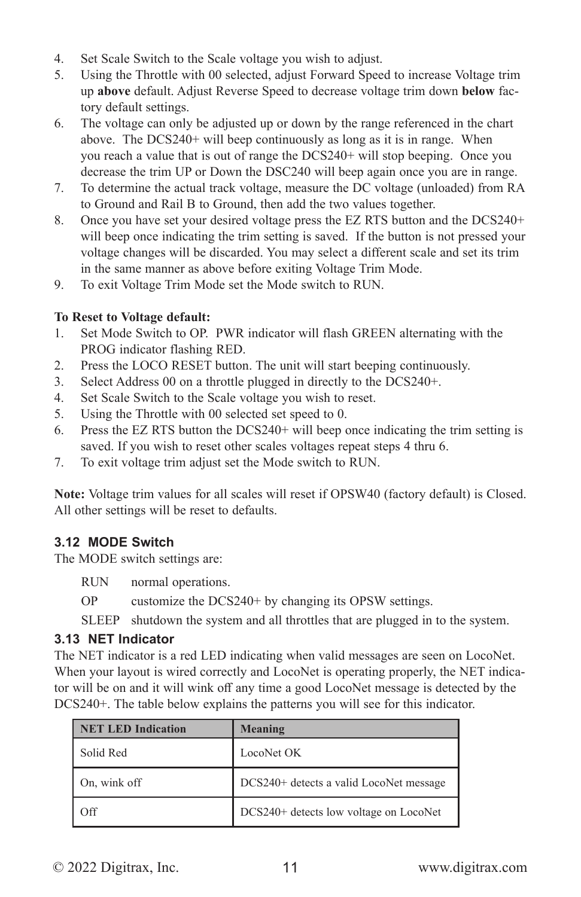4. Set Scale Switch to the Scale voltage you wish to adjust.
5. Using the Throttle with 00 selected, adjust Forward Speed to increase Voltage trim up **above** default. Adjust Reverse Speed to decrease voltage trim down **below** factory default settings.
6. The voltage can only be adjusted up or down by the range referenced in the chart above. The DCS240+ will beep continuously as long as it is in range. When you reach a value that is out of range the DCS240+ will stop beeping. Once you decrease the trim UP or Down the DSC240 will beep again once you are in range.
7. To determine the actual track voltage, measure the DC voltage (unloaded) from RA to Ground and Rail B to Ground, then add the two values together.
8. Once you have set your desired voltage press the EZ RTS button and the DCS240+ will beep once indicating the trim setting is saved. If the button is not pressed your voltage changes will be discarded. You may select a different scale and set its trim in the same manner as above before exiting Voltage Trim Mode.
9. To exit Voltage Trim Mode set the Mode switch to RUN.

**To Reset to Voltage default:**

1. Set Mode Switch to OP. PWR indicator will flash GREEN alternating with the PROG indicator flashing RED.
2. Press the LOCO RESET button. The unit will start beeping continuously.
3. Select Address 00 on a throttle plugged in directly to the DCS240+.
4. Set Scale Switch to the Scale voltage you wish to reset.
5. Using the Throttle with 00 selected set speed to 0.
6. Press the EZ RTS button the DCS240+ will beep once indicating the trim setting is saved. If you wish to reset other scales voltages repeat steps 4 thru 6.
7. To exit voltage trim adjust set the Mode switch to RUN.

**Note:** Voltage trim values for all scales will reset if OPSW40 (factory default) is Closed. All other settings will be reset to defaults.

### 3.12 MODE Switch

The MODE switch settings are:

RUN normal operations.

OP customize the DCS240+ by changing its OPSW settings.

SLEEP shutdown the system and all throttles that are plugged in to the system.

### 3.13 NET Indicator

The NET indicator is a red LED indicating when valid messages are seen on LocoNet. When your layout is wired correctly and LocoNet is operating properly, the NET indicator will be on and it will wink off any time a good LocoNet message is detected by the DCS240+. The table below explains the patterns you will see for this indicator.

| NET LED Indication | Meaning |
|---|---|
| Solid Red | LocoNet OK |
| On, wink off | DCS240+ detects a valid LocoNet message |
| Off | DCS240+ detects low voltage on LocoNet |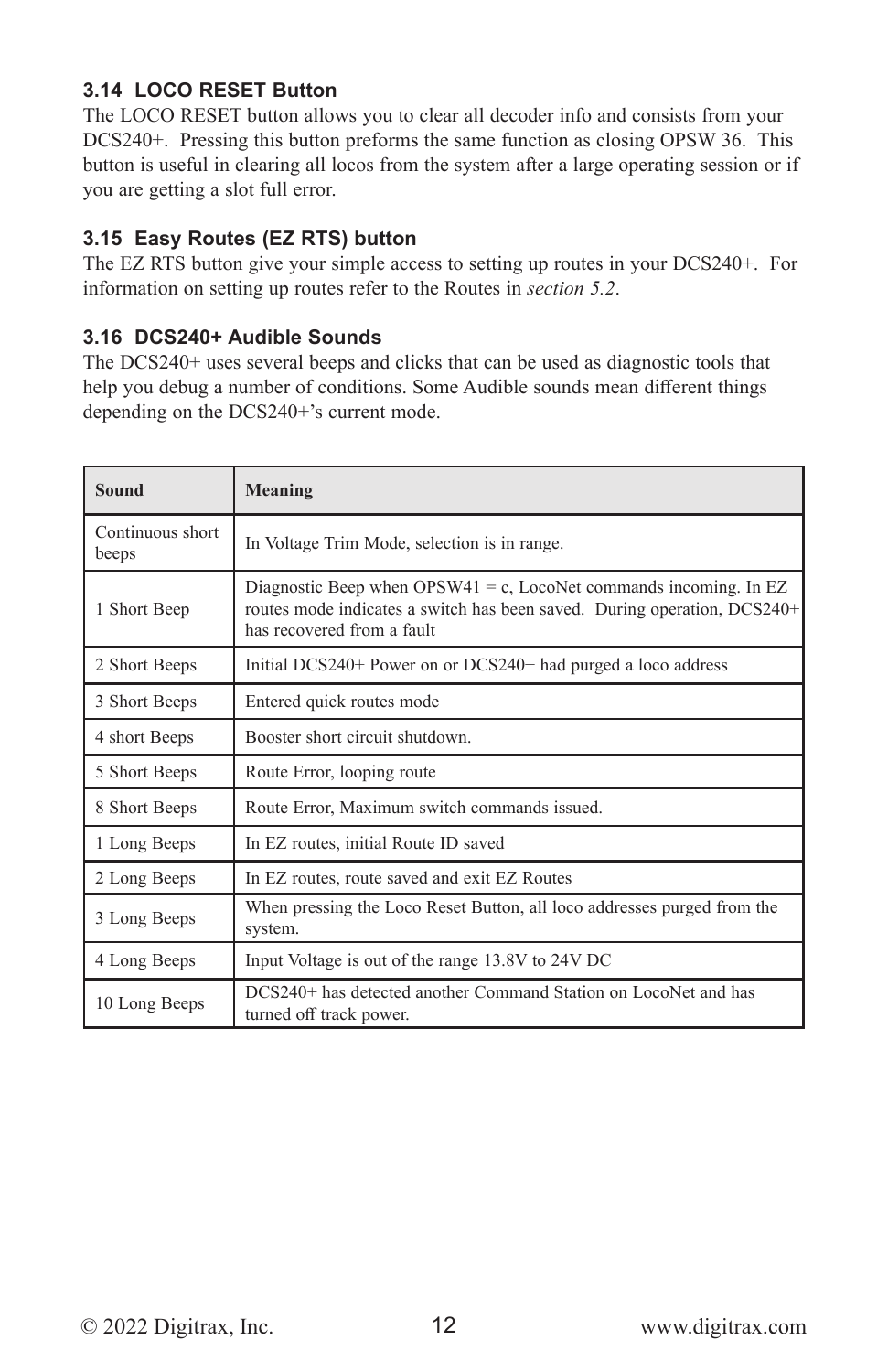### 3.14 LOCO RESET Button

The LOCO RESET button allows you to clear all decoder info and consists from your DCS240+. Pressing this button preforms the same function as closing OPSW 36. This button is useful in clearing all locos from the system after a large operating session or if you are getting a slot full error.

### 3.15 Easy Routes (EZ RTS) button

The EZ RTS button give your simple access to setting up routes in your DCS240+. For information on setting up routes refer to the Routes in *section 5.2*.

### 3.16 DCS240+ Audible Sounds

The DCS240+ uses several beeps and clicks that can be used as diagnostic tools that help you debug a number of conditions. Some Audible sounds mean different things depending on the DCS240+'s current mode.

| Sound | Meaning |
|---|---|
| Continuous short beeps | In Voltage Trim Mode, selection is in range. |
| 1 Short Beep | Diagnostic Beep when OPSW41 = c, LocoNet commands incoming. In EZ routes mode indicates a switch has been saved. During operation, DCS240+ has recovered from a fault |
| 2 Short Beeps | Initial DCS240+ Power on or DCS240+ had purged a loco address |
| 3 Short Beeps | Entered quick routes mode |
| 4 short Beeps | Booster short circuit shutdown. |
| 5 Short Beeps | Route Error, looping route |
| 8 Short Beeps | Route Error, Maximum switch commands issued. |
| 1 Long Beeps | In EZ routes, initial Route ID saved |
| 2 Long Beeps | In EZ routes, route saved and exit EZ Routes |
| 3 Long Beeps | When pressing the Loco Reset Button, all loco addresses purged from the system. |
| 4 Long Beeps | Input Voltage is out of the range 13.8V to 24V DC |
| 10 Long Beeps | DCS240+ has detected another Command Station on LocoNet and has turned off track power. |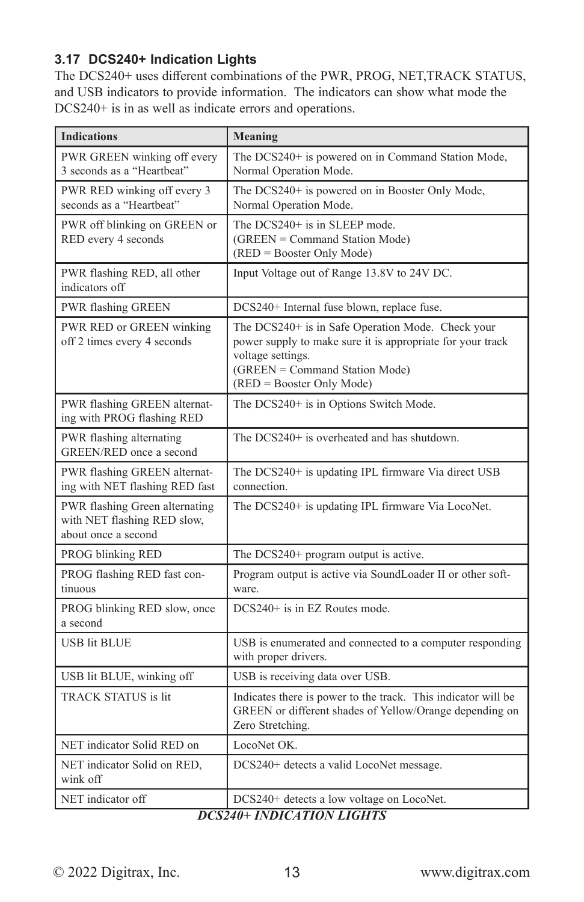### 3.17 DCS240+ Indication Lights

The DCS240+ uses different combinations of the PWR, PROG, NET,TRACK STATUS, and USB indicators to provide information. The indicators can show what mode the DCS240+ is in as well as indicate errors and operations.

| Indications | Meaning |
|---|---|
| PWR GREEN winking off every 3 seconds as a "Heartbeat" | The DCS240+ is powered on in Command Station Mode, Normal Operation Mode. |
| PWR RED winking off every 3 seconds as a "Heartbeat" | The DCS240+ is powered on in Booster Only Mode, Normal Operation Mode. |
| PWR off blinking on GREEN or RED every 4 seconds | The DCS240+ is in SLEEP mode.<br>(GREEN = Command Station Mode)<br>(RED = Booster Only Mode) |
| PWR flashing RED, all other indicators off | Input Voltage out of Range 13.8V to 24V DC. |
| PWR flashing GREEN | DCS240+ Internal fuse blown, replace fuse. |
| PWR RED or GREEN winking off 2 times every 4 seconds | The DCS240+ is in Safe Operation Mode. Check your power supply to make sure it is appropriate for your track voltage settings.<br>(GREEN = Command Station Mode)<br>(RED = Booster Only Mode) |
| PWR flashing GREEN alternating with PROG flashing RED | The DCS240+ is in Options Switch Mode. |
| PWR flashing alternating GREEN/RED once a second | The DCS240+ is overheated and has shutdown. |
| PWR flashing GREEN alternating with NET flashing RED fast | The DCS240+ is updating IPL firmware Via direct USB connection. |
| PWR flashing Green alternating with NET flashing RED slow, about once a second | The DCS240+ is updating IPL firmware Via LocoNet. |
| PROG blinking RED | The DCS240+ program output is active. |
| PROG flashing RED fast continuous | Program output is active via SoundLoader II or other software. |
| PROG blinking RED slow, once a second | DCS240+ is in EZ Routes mode. |
| USB lit BLUE | USB is enumerated and connected to a computer responding with proper drivers. |
| USB lit BLUE, winking off | USB is receiving data over USB. |
| TRACK STATUS is lit | Indicates there is power to the track. This indicator will be GREEN or different shades of Yellow/Orange depending on Zero Stretching. |
| NET indicator Solid RED on | LocoNet OK. |
| NET indicator Solid on RED, wink off | DCS240+ detects a valid LocoNet message. |
| NET indicator off | DCS240+ detects a low voltage on LocoNet. |

***DCS240+ INDICATION LIGHTS***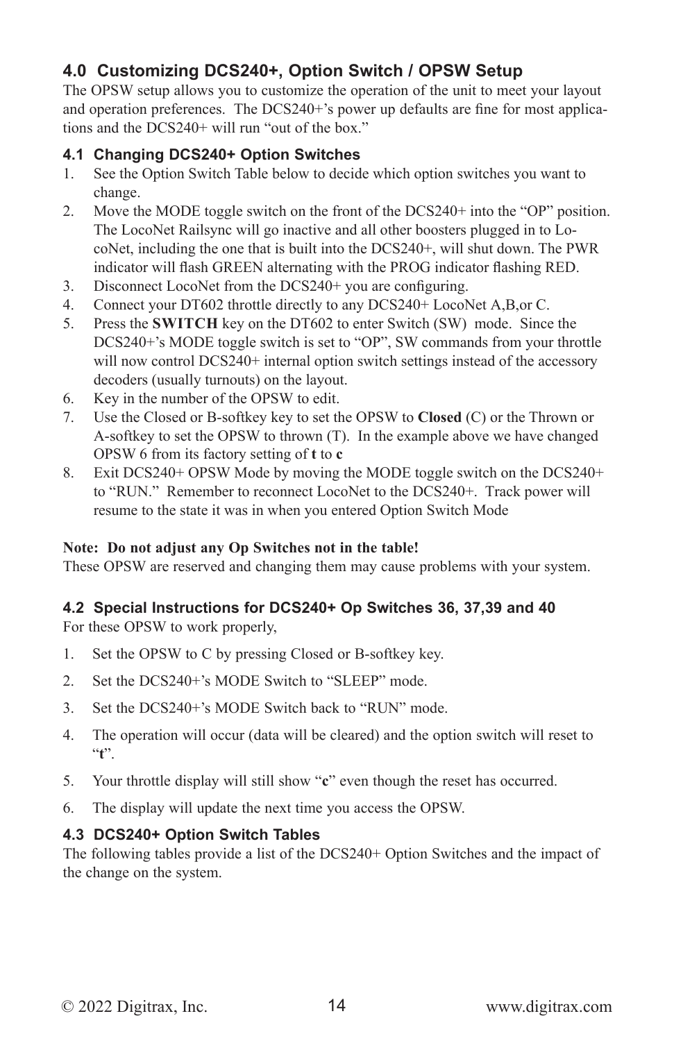## 4.0 Customizing DCS240+, Option Switch / OPSW Setup

The OPSW setup allows you to customize the operation of the unit to meet your layout and operation preferences. The DCS240+'s power up defaults are fine for most applications and the DCS240+ will run "out of the box."

### 4.1 Changing DCS240+ Option Switches

1. See the Option Switch Table below to decide which option switches you want to change.
2. Move the MODE toggle switch on the front of the DCS240+ into the "OP" position. The LocoNet Railsync will go inactive and all other boosters plugged in to LocoNet, including the one that is built into the DCS240+, will shut down. The PWR indicator will flash GREEN alternating with the PROG indicator flashing RED.
3. Disconnect LocoNet from the DCS240+ you are configuring.
4. Connect your DT602 throttle directly to any DCS240+ LocoNet A,B,or C.
5. Press the **SWITCH** key on the DT602 to enter Switch (SW) mode. Since the DCS240+'s MODE toggle switch is set to "OP", SW commands from your throttle will now control DCS240+ internal option switch settings instead of the accessory decoders (usually turnouts) on the layout.
6. Key in the number of the OPSW to edit.
7. Use the Closed or B-softkey key to set the OPSW to **Closed** (C) or the Thrown or A-softkey to set the OPSW to thrown (T). In the example above we have changed OPSW 6 from its factory setting of **t** to **c**
8. Exit DCS240+ OPSW Mode by moving the MODE toggle switch on the DCS240+ to "RUN." Remember to reconnect LocoNet to the DCS240+. Track power will resume to the state it was in when you entered Option Switch Mode

**Note: Do not adjust any Op Switches not in the table!**
These OPSW are reserved and changing them may cause problems with your system.

### 4.2 Special Instructions for DCS240+ Op Switches 36, 37,39 and 40

For these OPSW to work properly,

1. Set the OPSW to C by pressing Closed or B-softkey key.
2. Set the DCS240+'s MODE Switch to "SLEEP" mode.
3. Set the DCS240+'s MODE Switch back to "RUN" mode.
4. The operation will occur (data will be cleared) and the option switch will reset to "**t**".
5. Your throttle display will still show "**c**" even though the reset has occurred.
6. The display will update the next time you access the OPSW.

### 4.3 DCS240+ Option Switch Tables

The following tables provide a list of the DCS240+ Option Switches and the impact of the change on the system.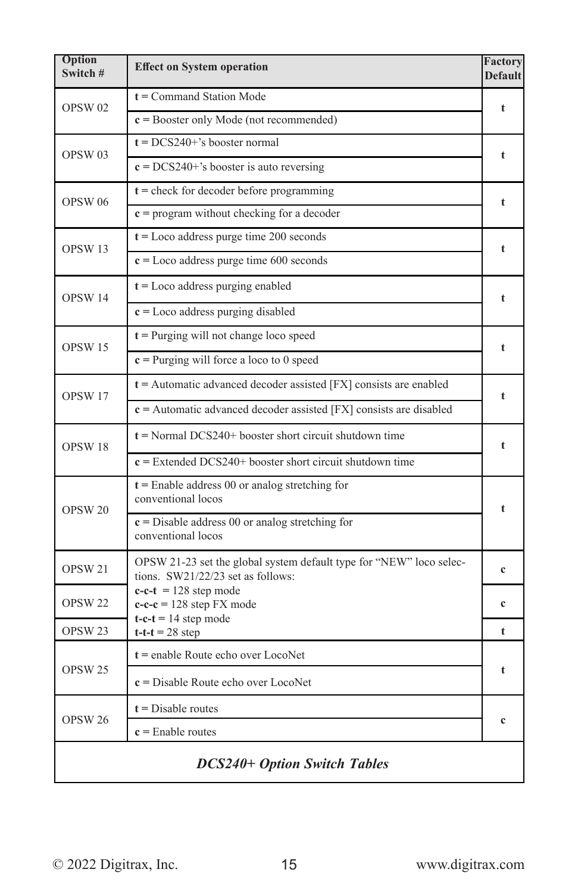| Option Switch # | Effect on System operation | Factory Default |
|---|---|---|
| OPSW 02 | **t** = Command Station Mode | t |
| | **c** = Booster only Mode (not recommended) | |
| OPSW 03 | **t** = DCS240+'s booster normal | t |
| | **c** = DCS240+'s booster is auto reversing | |
| OPSW 06 | **t** = check for decoder before programming | t |
| | **c** = program without checking for a decoder | |
| OPSW 13 | **t** = Loco address purge time 200 seconds | t |
| | **c** = Loco address purge time 600 seconds | |
| OPSW 14 | **t** = Loco address purging enabled | t |
| | **c** = Loco address purging disabled | |
| OPSW 15 | **t** = Purging will not change loco speed | t |
| | **c** = Purging will force a loco to 0 speed | |
| OPSW 17 | **t** = Automatic advanced decoder assisted [FX] consists are enabled | t |
| | **c** = Automatic advanced decoder assisted [FX] consists are disabled | |
| OPSW 18 | **t** = Normal DCS240+ booster short circuit shutdown time | t |
| | **c** = Extended DCS240+ booster short circuit shutdown time | |
| OPSW 20 | **t** = Enable address 00 or analog stretching for conventional locos | t |
| | **c** = Disable address 00 or analog stretching for conventional locos | |
| OPSW 21 | OPSW 21-23 set the global system default type for "NEW" loco selections. SW21/22/23 set as follows: | c |
| OPSW 22 | **c-c-t** = 128 step mode<br>**c-c-c** = 128 step FX mode | c |
| OPSW 23 | **t-c-t** = 14 step mode<br>**t-t-t** = 28 step | t |
| OPSW 25 | **t** = enable Route echo over LocoNet | t |
| | **c** = Disable Route echo over LocoNet | |
| OPSW 26 | **t** = Disable routes | c |
| | **c** = Enable routes | |

***DCS240+ Option Switch Tables***

© 2022 Digitrax, Inc. www.digitrax.com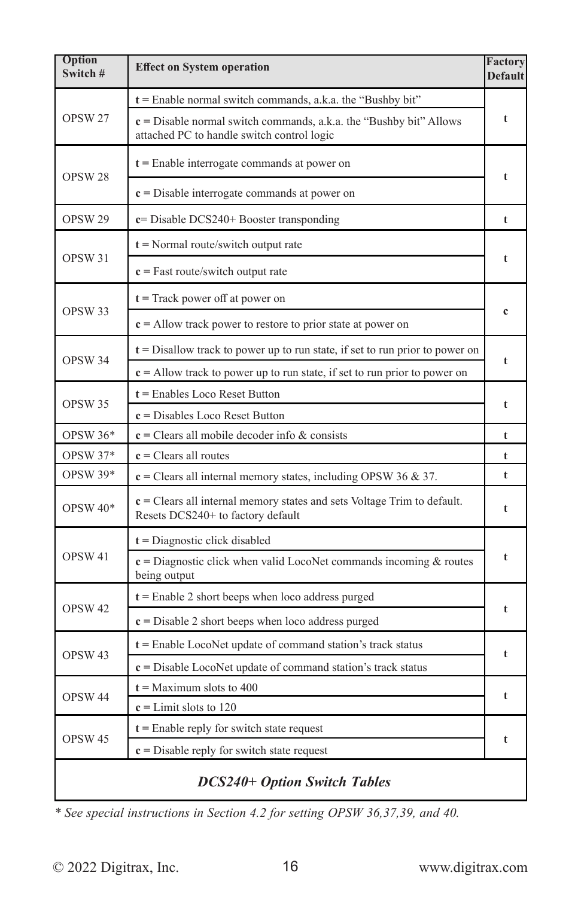| Option Switch # | Effect on System operation | Factory Default |
|---|---|---|
| OPSW 27 | **t** = Enable normal switch commands, a.k.a. the "Bushby bit" | t |
| | **c** = Disable normal switch commands, a.k.a. the "Bushby bit" Allows attached PC to handle switch control logic | |
| OPSW 28 | **t** = Enable interrogate commands at power on | t |
| | **c** = Disable interrogate commands at power on | |
| OPSW 29 | **c**= Disable DCS240+ Booster transponding | t |
| OPSW 31 | **t** = Normal route/switch output rate | t |
| | **c** = Fast route/switch output rate | |
| OPSW 33 | **t** = Track power off at power on | c |
| | **c** = Allow track power to restore to prior state at power on | |
| OPSW 34 | **t** = Disallow track to power up to run state, if set to run prior to power on | t |
| | **c** = Allow track to power up to run state, if set to run prior to power on | |
| OPSW 35 | **t** = Enables Loco Reset Button | t |
| | **c** = Disables Loco Reset Button | |
| OPSW 36* | **c** = Clears all mobile decoder info & consists | t |
| OPSW 37* | **c** = Clears all routes | t |
| OPSW 39* | **c** = Clears all internal memory states, including OPSW 36 & 37. | t |
| OPSW 40* | **c** = Clears all internal memory states and sets Voltage Trim to default. Resets DCS240+ to factory default | t |
| OPSW 41 | **t** = Diagnostic click disabled | t |
| | **c** = Diagnostic click when valid LocoNet commands incoming & routes being output | |
| OPSW 42 | **t** = Enable 2 short beeps when loco address purged | t |
| | **c** = Disable 2 short beeps when loco address purged | |
| OPSW 43 | **t** = Enable LocoNet update of command station's track status | t |
| | **c** = Disable LocoNet update of command station's track status | |
| OPSW 44 | **t** = Maximum slots to 400 | t |
| | **c** = Limit slots to 120 | |
| OPSW 45 | **t** = Enable reply for switch state request | t |
| | **c** = Disable reply for switch state request | |

***DCS240+ Option Switch Tables***

*\* See special instructions in Section 4.2 for setting OPSW 36,37,39, and 40.*

© 2022 Digitrax, Inc. www.digitrax.com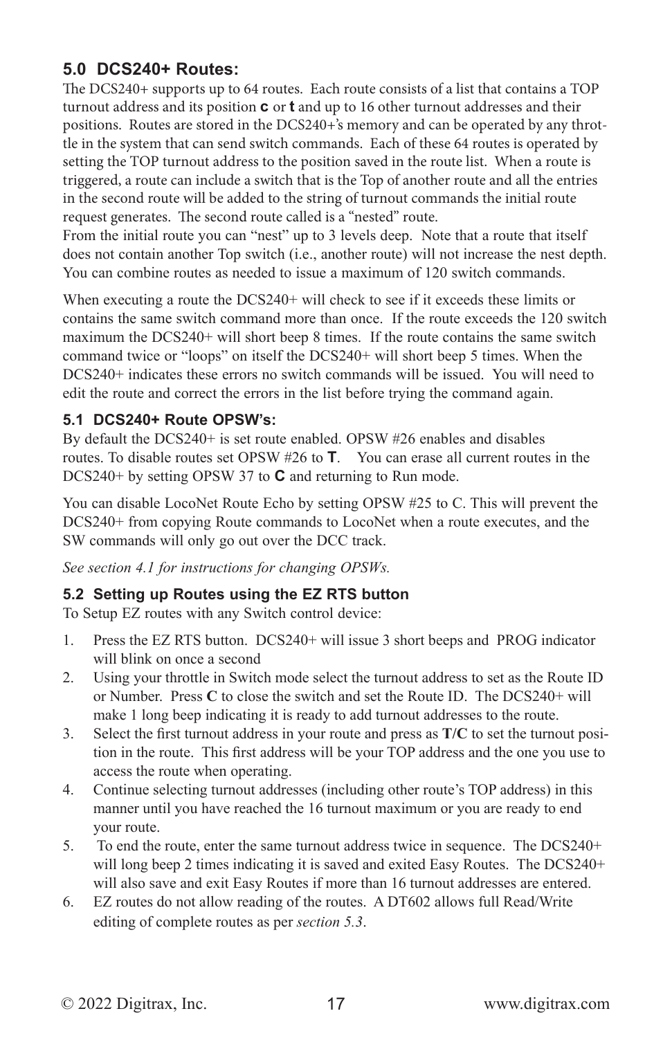## 5.0 DCS240+ Routes:

The DCS240+ supports up to 64 routes. Each route consists of a list that contains a TOP turnout address and its position **c** or **t** and up to 16 other turnout addresses and their positions. Routes are stored in the DCS240+'s memory and can be operated by any throttle in the system that can send switch commands. Each of these 64 routes is operated by setting the TOP turnout address to the position saved in the route list. When a route is triggered, a route can include a switch that is the Top of another route and all the entries in the second route will be added to the string of turnout commands the initial route request generates. The second route called is a "nested" route.
From the initial route you can "nest" up to 3 levels deep. Note that a route that itself does not contain another Top switch (i.e., another route) will not increase the nest depth. You can combine routes as needed to issue a maximum of 120 switch commands.

When executing a route the DCS240+ will check to see if it exceeds these limits or contains the same switch command more than once. If the route exceeds the 120 switch maximum the DCS240+ will short beep 8 times. If the route contains the same switch command twice or "loops" on itself the DCS240+ will short beep 5 times. When the DCS240+ indicates these errors no switch commands will be issued. You will need to edit the route and correct the errors in the list before trying the command again.

### 5.1 DCS240+ Route OPSW's:

By default the DCS240+ is set route enabled. OPSW #26 enables and disables routes. To disable routes set OPSW #26 to **T**. You can erase all current routes in the DCS240+ by setting OPSW 37 to **C** and returning to Run mode.

You can disable LocoNet Route Echo by setting OPSW #25 to C. This will prevent the DCS240+ from copying Route commands to LocoNet when a route executes, and the SW commands will only go out over the DCC track.

*See section 4.1 for instructions for changing OPSWs.*

### 5.2 Setting up Routes using the EZ RTS button

To Setup EZ routes with any Switch control device:

1. Press the EZ RTS button. DCS240+ will issue 3 short beeps and PROG indicator will blink on once a second
2. Using your throttle in Switch mode select the turnout address to set as the Route ID or Number. Press **C** to close the switch and set the Route ID. The DCS240+ will make 1 long beep indicating it is ready to add turnout addresses to the route.
3. Select the first turnout address in your route and press as **T/C** to set the turnout position in the route. This first address will be your TOP address and the one you use to access the route when operating.
4. Continue selecting turnout addresses (including other route's TOP address) in this manner until you have reached the 16 turnout maximum or you are ready to end your route.
5. To end the route, enter the same turnout address twice in sequence. The DCS240+ will long beep 2 times indicating it is saved and exited Easy Routes. The DCS240+ will also save and exit Easy Routes if more than 16 turnout addresses are entered.
6. EZ routes do not allow reading of the routes. A DT602 allows full Read/Write editing of complete routes as per *section 5.3*.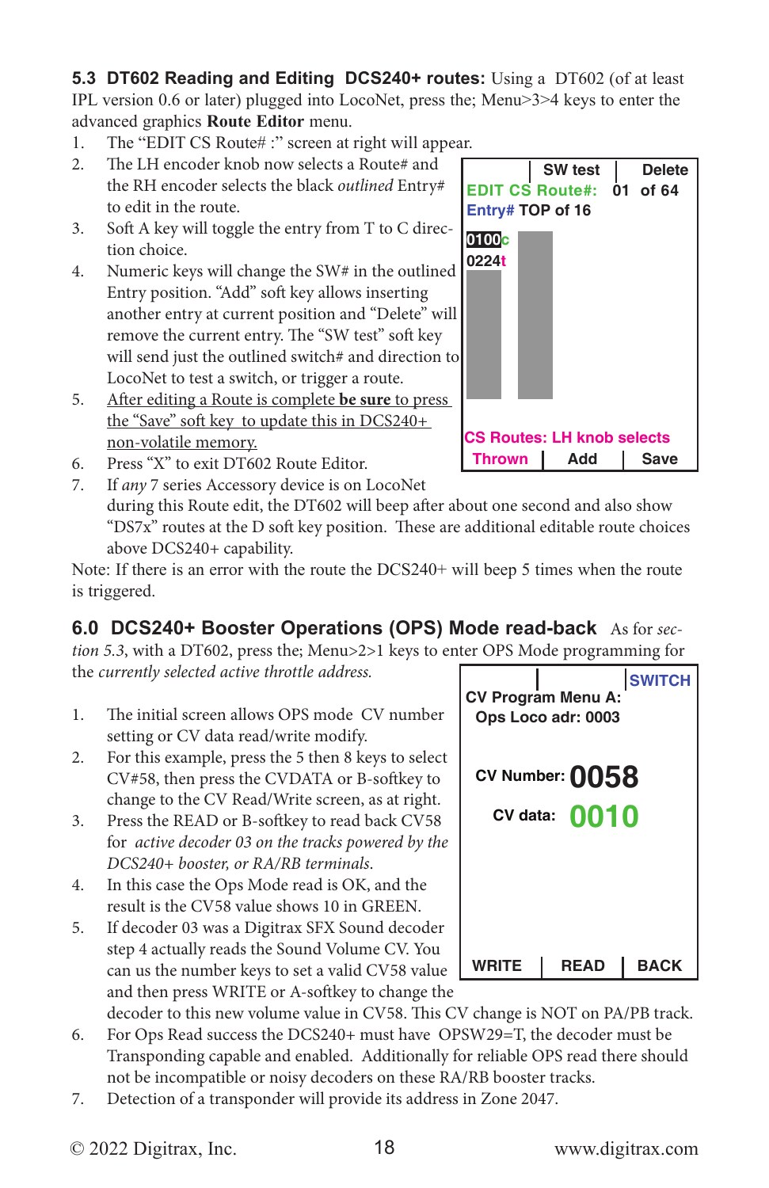### 5.3 DT602 Reading and Editing DCS240+ routes:

Using a DT602 (of at least IPL version 0.6 or later) plugged into LocoNet, press the; Menu>3>4 keys to enter the advanced graphics **Route Editor** menu.

1. The "EDIT CS Route# :" screen at right will appear.
2. The LH encoder knob now selects a Route# and the RH encoder selects the black *outlined* Entry# to edit in the route.
3. Soft A key will toggle the entry from T to C direction choice.
4. Numeric keys will change the SW# in the outlined Entry position. "Add" soft key allows inserting another entry at current position and "Delete" will remove the current entry. The "SW test" soft key will send just the outlined switch# and direction to LocoNet to test a switch, or trigger a route.
5. After editing a Route is complete **be sure** to press the "Save" soft key to update this in DCS240+ non-volatile memory.
6. Press "X" to exit DT602 Route Editor.
7. If *any* 7 series Accessory device is on LocoNet during this Route edit, the DT602 will beep after about one second and also show "DS7x" routes at the D soft key position. These are additional editable route choices above DCS240+ capability.

| | SW test | Delete |
|---|---|---|
| EDIT CS Route#: | 01 | of 64 |
| Entry# TOP of 16 | | |
| 0100c | | |
| 0224t | | |
| CS Routes: LH knob selects | | |
| Thrown | Add | Save |

Note: If there is an error with the route the DCS240+ will beep 5 times when the route is triggered.

### 6.0 DCS240+ Booster Operations (OPS) Mode read-back

As for *section 5.3*, with a DT602, press the; Menu>2>1 keys to enter OPS Mode programming for the *currently selected active throttle address.*

1. The initial screen allows OPS mode CV number setting or CV data read/write modify.
2. For this example, press the 5 then 8 keys to select CV#58, then press the CVDATA or B-softkey to change to the CV Read/Write screen, as at right.
3. Press the READ or B-softkey to read back CV58 for *active decoder 03 on the tracks powered by the DCS240+ booster, or RA/RB terminals.*
4. In this case the Ops Mode read is OK, and the result is the CV58 value shows 10 in GREEN.
5. If decoder 03 was a Digitrax SFX Sound decoder step 4 actually reads the Sound Volume CV. You can us the number keys to set a valid CV58 value and then press WRITE or A-softkey to change the decoder to this new volume value in CV58. This CV change is NOT on PA/PB track.
6. For Ops Read success the DCS240+ must have OPSW29=T, the decoder must be Transponding capable and enabled. Additionally for reliable OPS read there should not be incompatible or noisy decoders on these RA/RB booster tracks.
7. Detection of a transponder will provide its address in Zone 2047.

| | | SWITCH |
|---|---|---|
| CV Program Menu A: | | |
| Ops Loco adr: 0003 | | |
| CV Number: 0058 | | |
| CV data: 0010 | | |
| WRITE | READ | BACK |

© 2022 Digitrax, Inc. www.digitrax.com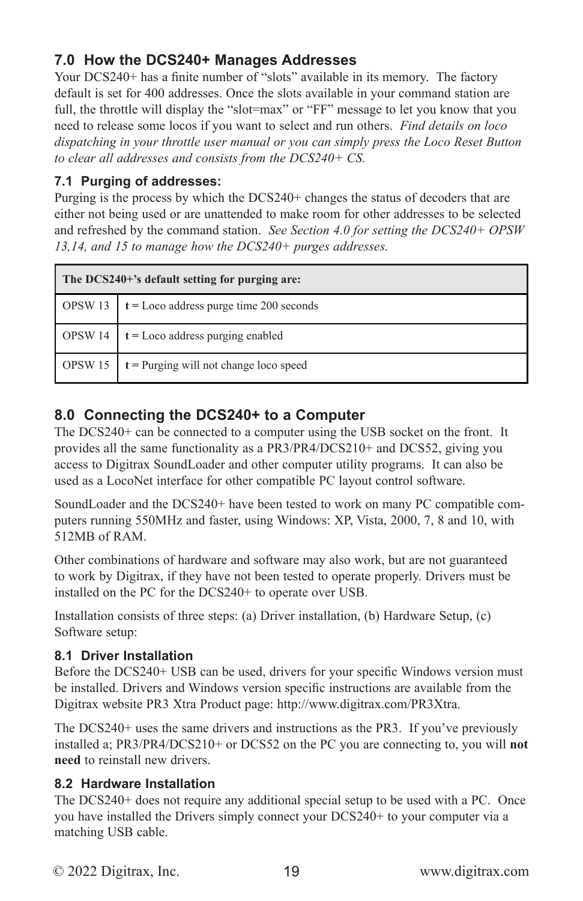## 7.0 How the DCS240+ Manages Addresses

Your DCS240+ has a finite number of "slots" available in its memory. The factory default is set for 400 addresses. Once the slots available in your command station are full, the throttle will display the "slot=max" or "FF" message to let you know that you need to release some locos if you want to select and run others. *Find details on loco dispatching in your throttle user manual or you can simply press the Loco Reset Button to clear all addresses and consists from the DCS240+ CS.*

### 7.1 Purging of addresses:

Purging is the process by which the DCS240+ changes the status of decoders that are either not being used or are unattended to make room for other addresses to be selected and refreshed by the command station. *See Section 4.0 for setting the DCS240+ OPSW 13,14, and 15 to manage how the DCS240+ purges addresses.*

| The DCS240+'s default setting for purging are: | |
|---|---|
| OPSW 13 | **t =** Loco address purge time 200 seconds |
| OPSW 14 | **t =** Loco address purging enabled |
| OPSW 15 | **t =** Purging will not change loco speed |

## 8.0 Connecting the DCS240+ to a Computer

The DCS240+ can be connected to a computer using the USB socket on the front. It provides all the same functionality as a PR3/PR4/DCS210+ and DCS52, giving you access to Digitrax SoundLoader and other computer utility programs. It can also be used as a LocoNet interface for other compatible PC layout control software.

SoundLoader and the DCS240+ have been tested to work on many PC compatible computers running 550MHz and faster, using Windows: XP, Vista, 2000, 7, 8 and 10, with 512MB of RAM.

Other combinations of hardware and software may also work, but are not guaranteed to work by Digitrax, if they have not been tested to operate properly. Drivers must be installed on the PC for the DCS240+ to operate over USB.

Installation consists of three steps: (a) Driver installation, (b) Hardware Setup, (c) Software setup:

### 8.1 Driver Installation

Before the DCS240+ USB can be used, drivers for your specific Windows version must be installed. Drivers and Windows version specific instructions are available from the Digitrax website PR3 Xtra Product page: http://www.digitrax.com/PR3Xtra.

The DCS240+ uses the same drivers and instructions as the PR3. If you've previously installed a; PR3/PR4/DCS210+ or DCS52 on the PC you are connecting to, you will **not need** to reinstall new drivers.

### 8.2 Hardware Installation

The DCS240+ does not require any additional special setup to be used with a PC. Once you have installed the Drivers simply connect your DCS240+ to your computer via a matching USB cable.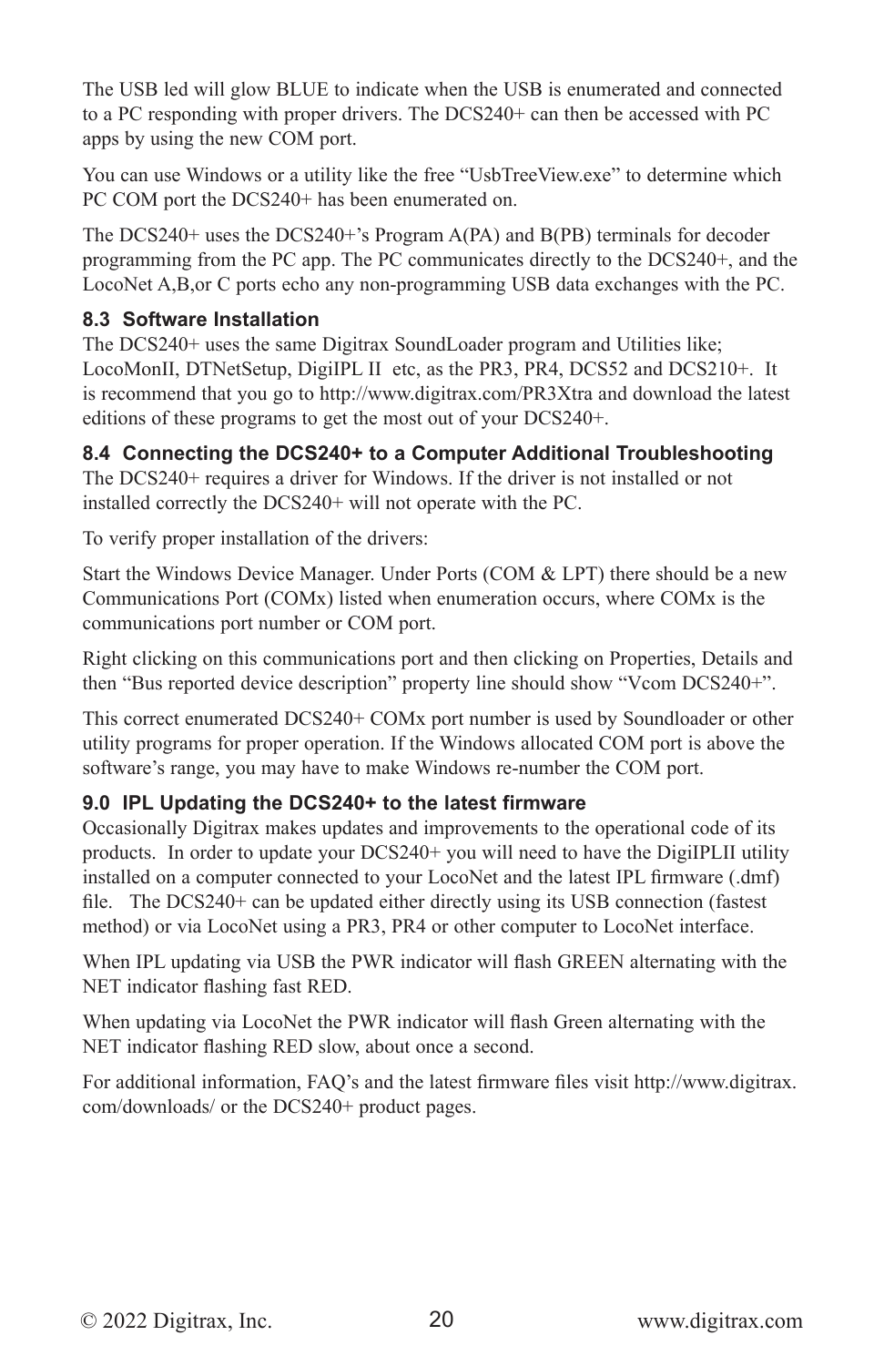The USB led will glow BLUE to indicate when the USB is enumerated and connected to a PC responding with proper drivers. The DCS240+ can then be accessed with PC apps by using the new COM port.

You can use Windows or a utility like the free "UsbTreeView.exe" to determine which PC COM port the DCS240+ has been enumerated on.

The DCS240+ uses the DCS240+'s Program A(PA) and B(PB) terminals for decoder programming from the PC app. The PC communicates directly to the DCS240+, and the LocoNet A,B,or C ports echo any non-programming USB data exchanges with the PC.

### 8.3 Software Installation

The DCS240+ uses the same Digitrax SoundLoader program and Utilities like; LocoMonII, DTNetSetup, DigiIPL II etc, as the PR3, PR4, DCS52 and DCS210+. It is recommend that you go to http://www.digitrax.com/PR3Xtra and download the latest editions of these programs to get the most out of your DCS240+.

### 8.4 Connecting the DCS240+ to a Computer Additional Troubleshooting

The DCS240+ requires a driver for Windows. If the driver is not installed or not installed correctly the DCS240+ will not operate with the PC.

To verify proper installation of the drivers:

Start the Windows Device Manager. Under Ports (COM & LPT) there should be a new Communications Port (COMx) listed when enumeration occurs, where COMx is the communications port number or COM port.

Right clicking on this communications port and then clicking on Properties, Details and then "Bus reported device description" property line should show "Vcom DCS240+".

This correct enumerated DCS240+ COMx port number is used by Soundloader or other utility programs for proper operation. If the Windows allocated COM port is above the software's range, you may have to make Windows re-number the COM port.

## 9.0 IPL Updating the DCS240+ to the latest firmware

Occasionally Digitrax makes updates and improvements to the operational code of its products. In order to update your DCS240+ you will need to have the DigiIPLII utility installed on a computer connected to your LocoNet and the latest IPL firmware (.dmf) file. The DCS240+ can be updated either directly using its USB connection (fastest method) or via LocoNet using a PR3, PR4 or other computer to LocoNet interface.

When IPL updating via USB the PWR indicator will flash GREEN alternating with the NET indicator flashing fast RED.

When updating via LocoNet the PWR indicator will flash Green alternating with the NET indicator flashing RED slow, about once a second.

For additional information, FAQ's and the latest firmware files visit http://www.digitrax.com/downloads/ or the DCS240+ product pages.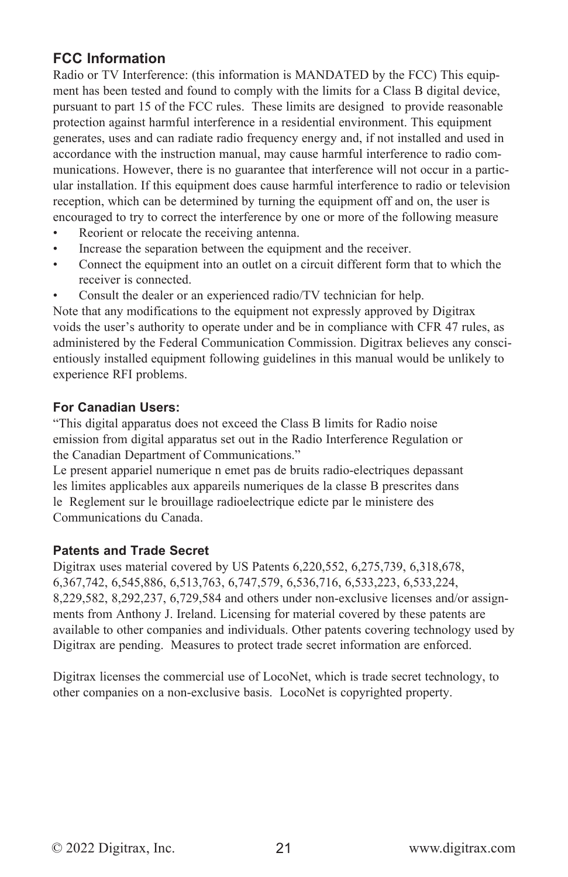## FCC Information

Radio or TV Interference: (this information is MANDATED by the FCC) This equipment has been tested and found to comply with the limits for a Class B digital device, pursuant to part 15 of the FCC rules. These limits are designed to provide reasonable protection against harmful interference in a residential environment. This equipment generates, uses and can radiate radio frequency energy and, if not installed and used in accordance with the instruction manual, may cause harmful interference to radio communications. However, there is no guarantee that interference will not occur in a particular installation. If this equipment does cause harmful interference to radio or television reception, which can be determined by turning the equipment off and on, the user is encouraged to try to correct the interference by one or more of the following measure

- Reorient or relocate the receiving antenna.
- Increase the separation between the equipment and the receiver.
- Connect the equipment into an outlet on a circuit different form that to which the receiver is connected.
- Consult the dealer or an experienced radio/TV technician for help.

Note that any modifications to the equipment not expressly approved by Digitrax voids the user's authority to operate under and be in compliance with CFR 47 rules, as administered by the Federal Communication Commission. Digitrax believes any conscientiously installed equipment following guidelines in this manual would be unlikely to experience RFI problems.

### For Canadian Users:

"This digital apparatus does not exceed the Class B limits for Radio noise emission from digital apparatus set out in the Radio Interference Regulation or the Canadian Department of Communications."

Le present appariel numerique n emet pas de bruits radio-electriques depassant les limites applicables aux appareils numeriques de la classe B prescrites dans le Reglement sur le brouillage radioelectrique edicte par le ministere des Communications du Canada.

### Patents and Trade Secret

Digitrax uses material covered by US Patents 6,220,552, 6,275,739, 6,318,678, 6,367,742, 6,545,886, 6,513,763, 6,747,579, 6,536,716, 6,533,223, 6,533,224, 8,229,582, 8,292,237, 6,729,584 and others under non-exclusive licenses and/or assignments from Anthony J. Ireland. Licensing for material covered by these patents are available to other companies and individuals. Other patents covering technology used by Digitrax are pending. Measures to protect trade secret information are enforced.

Digitrax licenses the commercial use of LocoNet, which is trade secret technology, to other companies on a non-exclusive basis. LocoNet is copyrighted property.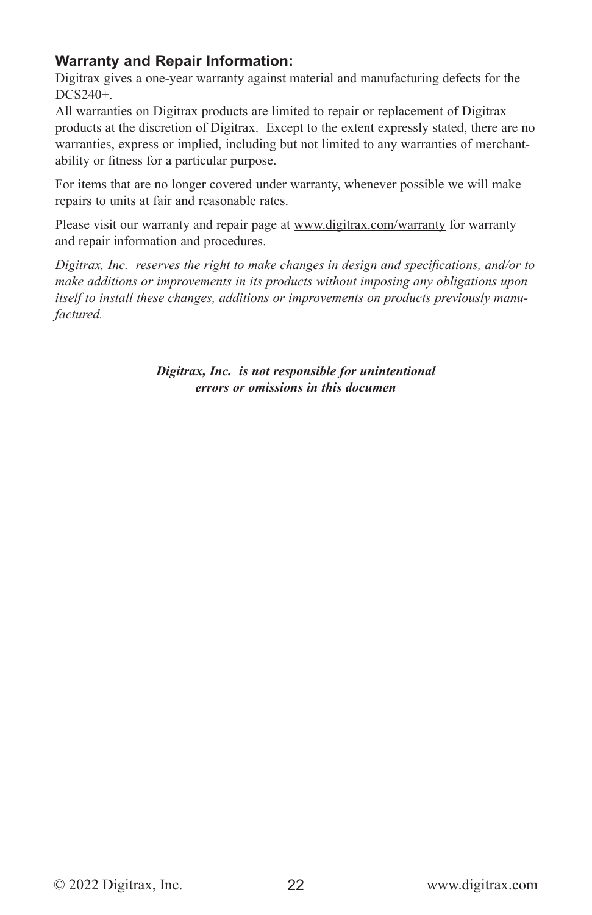### Warranty and Repair Information:

Digitrax gives a one-year warranty against material and manufacturing defects for the DCS240+.

All warranties on Digitrax products are limited to repair or replacement of Digitrax products at the discretion of Digitrax. Except to the extent expressly stated, there are no warranties, express or implied, including but not limited to any warranties of merchantability or fitness for a particular purpose.

For items that are no longer covered under warranty, whenever possible we will make repairs to units at fair and reasonable rates.

Please visit our warranty and repair page at www.digitrax.com/warranty for warranty and repair information and procedures.

*Digitrax, Inc. reserves the right to make changes in design and specifications, and/or to make additions or improvements in its products without imposing any obligations upon itself to install these changes, additions or improvements on products previously manufactured.*

***Digitrax, Inc. is not responsible for unintentional errors or omissions in this documen***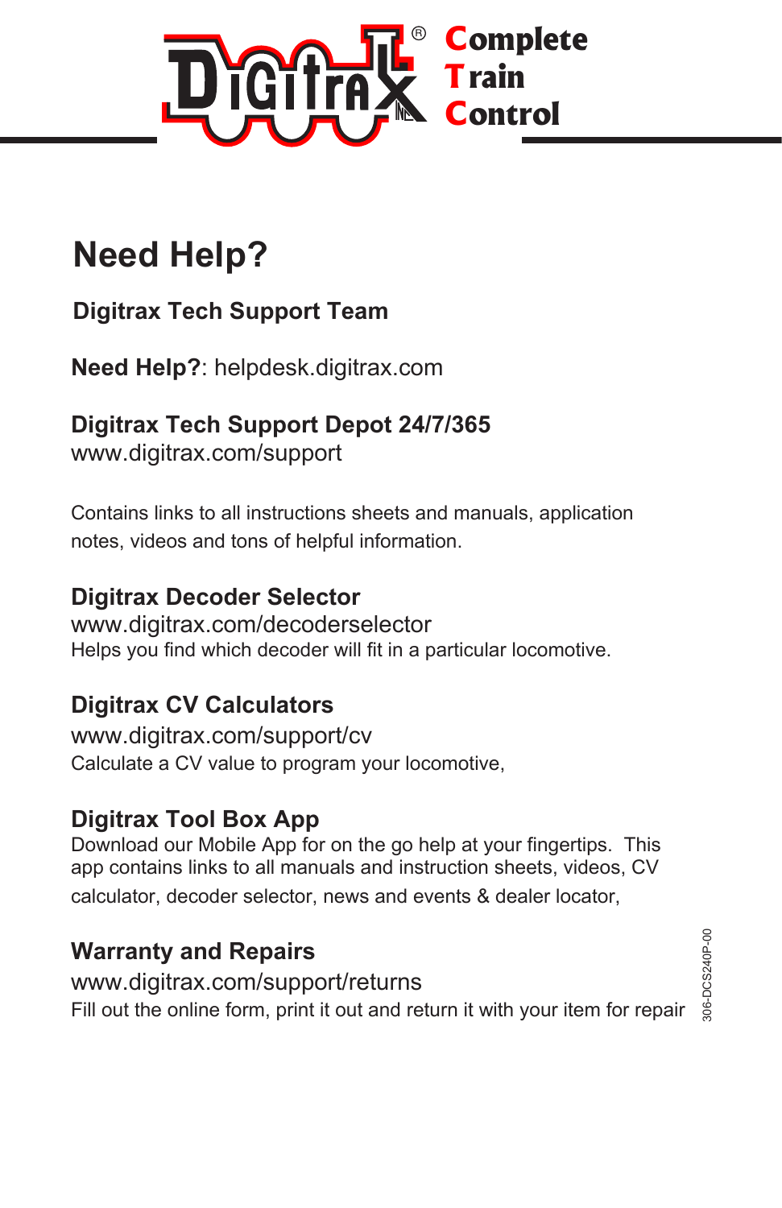Digitrax® Complete Train Control

# Need Help?

## Digitrax Tech Support Team

**Need Help?**: helpdesk.digitrax.com

**Digitrax Tech Support Depot 24/7/365**
www.digitrax.com/support

Contains links to all instructions sheets and manuals, application notes, videos and tons of helpful information.

**Digitrax Decoder Selector**
www.digitrax.com/decoderselector
Helps you find which decoder will fit in a particular locomotive.

**Digitrax CV Calculators**
www.digitrax.com/support/cv
Calculate a CV value to program your locomotive,

**Digitrax Tool Box App**
Download our Mobile App for on the go help at your fingertips. This app contains links to all manuals and instruction sheets, videos, CV calculator, decoder selector, news and events & dealer locator,

**Warranty and Repairs**
www.digitrax.com/support/returns
Fill out the online form, print it out and return it with your item for repair

306-DCS240P-00